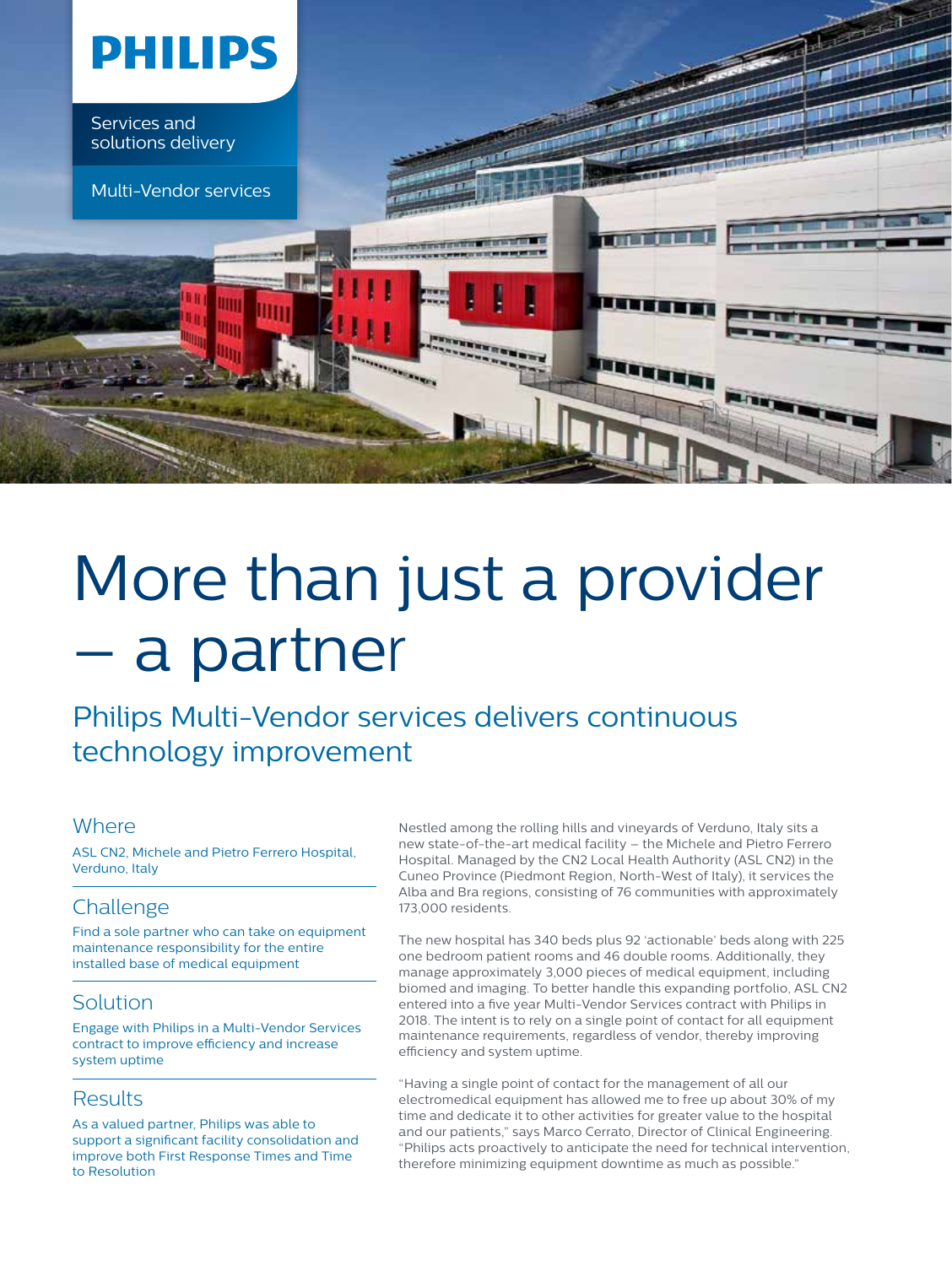PHILIPS

Services and solutions delivery

Multi-Vendor services

# More than just a provider – a partner

## Philips Multi-Vendor services delivers continuous technology improvement

### Where

ASL CN2, Michele and Pietro Ferrero Hospital, Verduno, Italy

### Challenge

Find a sole partner who can take on equipment maintenance responsibility for the entire installed base of medical equipment

### Solution

Engage with Philips in a Multi-Vendor Services contract to improve efficiency and increase system uptime

### Results

As a valued partner, Philips was able to support a significant facility consolidation and improve both First Response Times and Time to Resolution

Nestled among the rolling hills and vineyards of Verduno, Italy sits a new state-of-the-art medical facility – the Michele and Pietro Ferrero Hospital. Managed by the CN2 Local Health Authority (ASL CN2) in the Cuneo Province (Piedmont Region, North-West of Italy), it services the Alba and Bra regions, consisting of 76 communities with approximately 173,000 residents.

The new hospital has 340 beds plus 92 'actionable' beds along with 225 one bedroom patient rooms and 46 double rooms. Additionally, they manage approximately 3,000 pieces of medical equipment, including biomed and imaging. To better handle this expanding portfolio, ASL CN2 entered into a five year Multi-Vendor Services contract with Philips in 2018. The intent is to rely on a single point of contact for all equipment maintenance requirements, regardless of vendor, thereby improving efficiency and system uptime.

"Having a single point of contact for the management of all our electromedical equipment has allowed me to free up about 30% of my time and dedicate it to other activities for greater value to the hospital and our patients," says Marco Cerrato, Director of Clinical Engineering. "Philips acts proactively to anticipate the need for technical intervention, therefore minimizing equipment downtime as much as possible."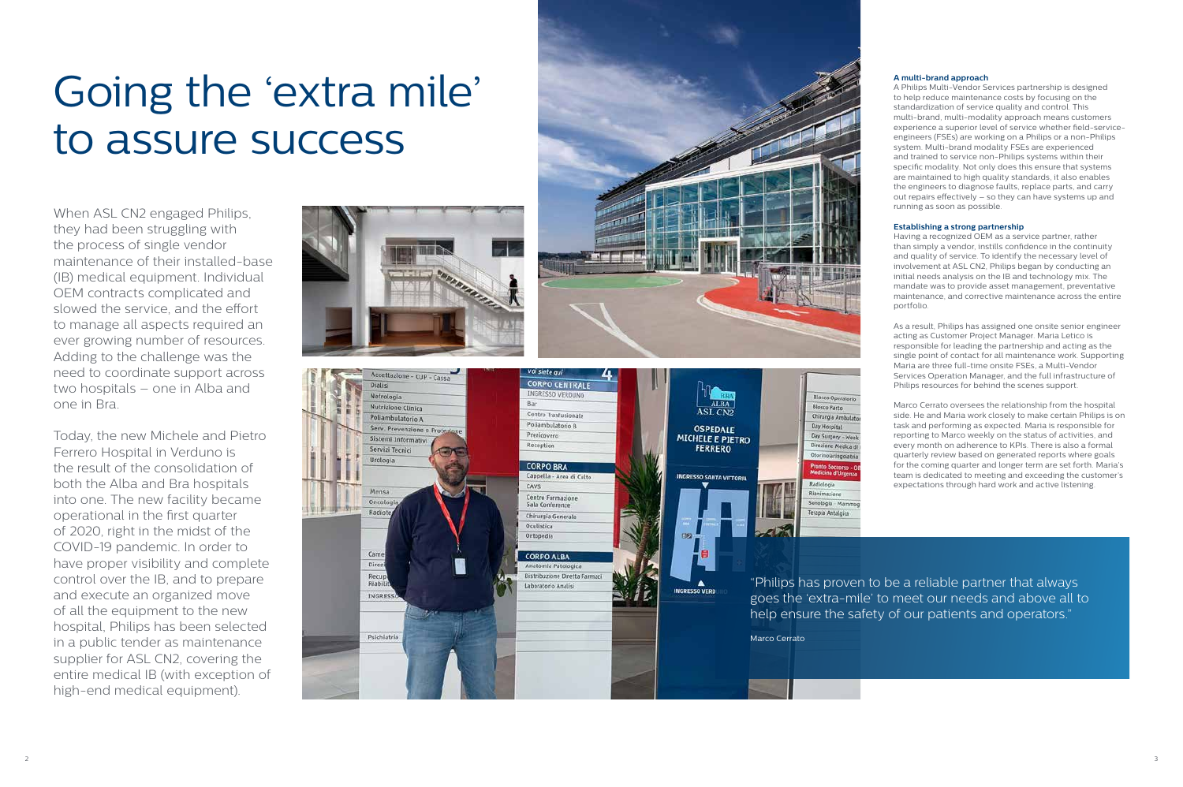# Going the 'extra mile' to assure success

When ASL CN2 engaged Philips, they had been struggling with the process of single vendor maintenance of their installed-base (IB) medical equipment. Individual OEM contracts complicated and slowed the service, and the effort to manage all aspects required an ever growing number of resources. Adding to the challenge was the need to coordinate support across two hospitals – one in Alba and one in Bra.

Today, the new Michele and Pietro Ferrero Hospital in Verduno is the result of the consolidation of both the Alba and Bra hospitals into one. The new facility became operational in the first quarter of 2020, right in the midst of the COVID-19 pandemic. In order to have proper visibility and complete control over the IB, and to prepare and execute an organized move of all the equipment to the new hospital, Philips has been selected in a public tender as maintenance supplier for ASL CN2, covering the entire medical IB (with exception of high-end medical equipment).

"Philips has proven to be a reliable partner that always goes the 'extra-mile' to meet our needs and above all to help ensure the safety of our patients and operators."

Marco Cerrato

**A multi-brand approach**

A Philips Multi-Vendor Services partnership is designed to help reduce maintenance costs by focusing on the standardization of service quality and control. This multi-brand, multi-modality approach means customers experience a superior level of service whether field-service-engineers (FSEs) are working on a Philips or a non-Philips system. Multi-brand modality FSEs are experienced and trained to service non-Philips systems within their specific modality. Not only does this ensure that systems are maintained to high quality standards, it also enables the engineers to diagnose faults, replace parts, and carry out repairs effectively – so they can have systems up and running as soon as possible.

**Establishing a strong partnership**

Having a recognized OEM as a service partner, rather than simply a vendor, instills confidence in the continuity and quality of service. To identify the necessary level of involvement at ASL CN2, Philips began by conducting an initial needs analysis on the IB and technology mix. The mandate was to provide asset management, preventative maintenance, and corrective maintenance across the entire portfolio.

As a result, Philips has assigned one onsite senior engineer acting as Customer Project Manager. Maria Letico is responsible for leading the partnership and acting as the single point of contact for all maintenance work. Supporting Maria are three full-time onsite FSEs, a Multi-Vendor Services Operation Manager, and the full infrastructure of Philips resources for behind the scenes support.

Marco Cerrato oversees the relationship from the hospital side. He and Maria work closely to make certain Philips is on task and performing as expected. Maria is responsible for reporting to Marco weekly on the status of activities, and every month on adherence to KPIs. There is also a formal quarterly review based on generated reports where goals for the coming quarter and longer term are set forth. Maria's team is dedicated to meeting and exceeding the customer's expectations through hard work and active listening.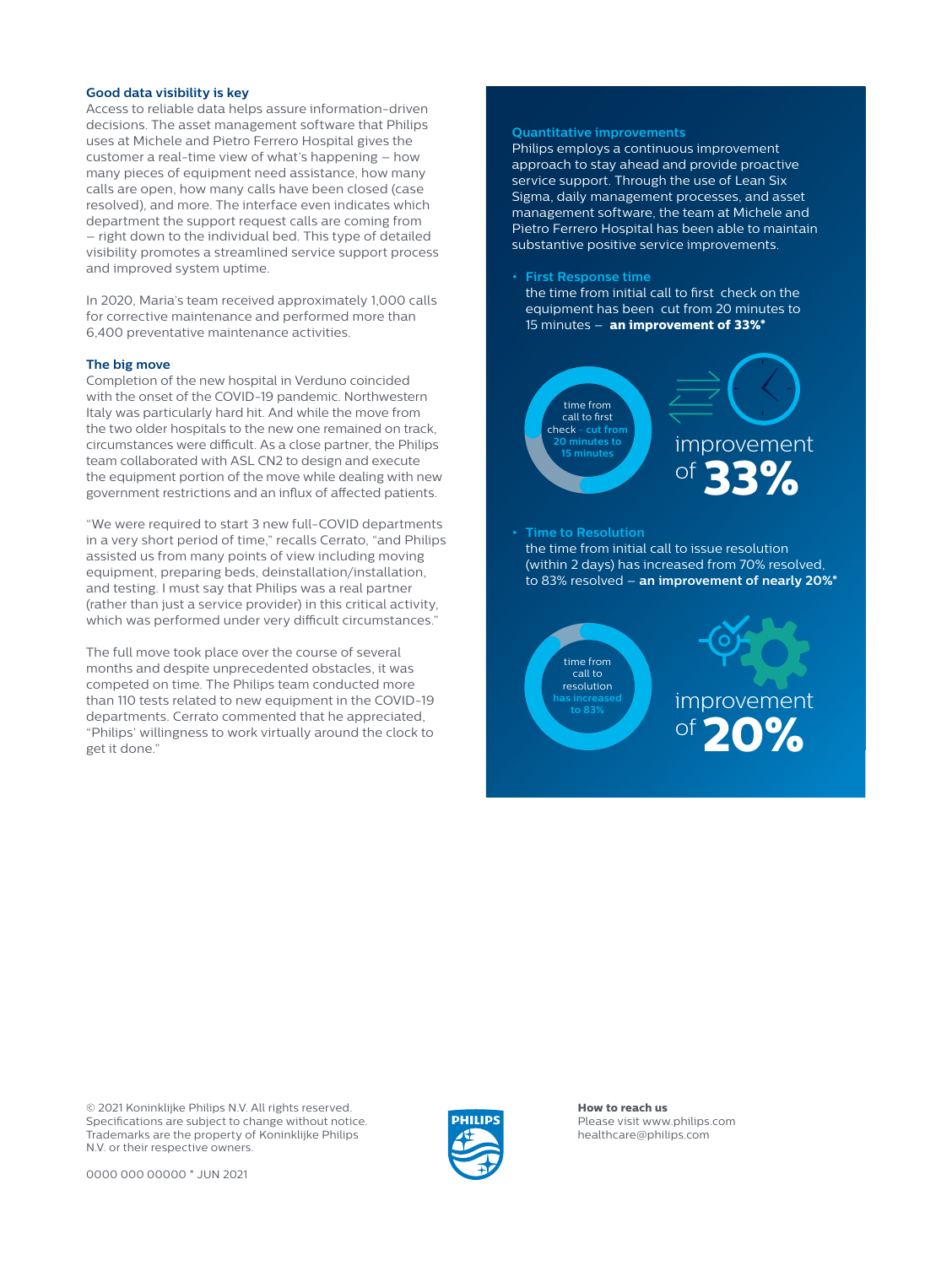### Good data visibility is key

Access to reliable data helps assure information-driven decisions. The asset management software that Philips uses at Michele and Pietro Ferrero Hospital gives the customer a real-time view of what's happening – how many pieces of equipment need assistance, how many calls are open, how many calls have been closed (case resolved), and more. The interface even indicates which department the support request calls are coming from – right down to the individual bed. This type of detailed visibility promotes a streamlined service support process and improved system uptime.

In 2020, Maria's team received approximately 1,000 calls for corrective maintenance and performed more than 6,400 preventative maintenance activities.

### The big move

Completion of the new hospital in Verduno coincided with the onset of the COVID-19 pandemic. Northwestern Italy was particularly hard hit. And while the move from the two older hospitals to the new one remained on track, circumstances were difficult. As a close partner, the Philips team collaborated with ASL CN2 to design and execute the equipment portion of the move while dealing with new government restrictions and an influx of affected patients.

"We were required to start 3 new full-COVID departments in a very short period of time," recalls Cerrato, "and Philips assisted us from many points of view including moving equipment, preparing beds, deinstallation/installation, and testing. I must say that Philips was a real partner (rather than just a service provider) in this critical activity, which was performed under very difficult circumstances."

The full move took place over the course of several months and despite unprecedented obstacles, it was competed on time. The Philips team conducted more than 110 tests related to new equipment in the COVID-19 departments. Cerrato commented that he appreciated, "Philips' willingness to work virtually around the clock to get it done."

### Quantitative improvements

Philips employs a continuous improvement approach to stay ahead and provide proactive service support. Through the use of Lean Six Sigma, daily management processes, and asset management software, the team at Michele and Pietro Ferrero Hospital has been able to maintain substantive positive service improvements.

- **First Response time**
  the time from initial call to first check on the equipment has been cut from 20 minutes to 15 minutes – **an improvement of 33%***

time from call to first check - cut from 20 minutes to 15 minutes

improvement of 33%

- **Time to Resolution**
  the time from initial call to issue resolution (within 2 days) has increased from 70% resolved, to 83% resolved – **an improvement of nearly 20%***

time from call to resolution has increased to 83%

improvement of 20%

© 2021 Koninklijke Philips N.V. All rights reserved. Specifications are subject to change without notice. Trademarks are the property of Koninklijke Philips N.V. or their respective owners.

0000 000 00000 * JUN 2021

**How to reach us**
Please visit www.philips.com
healthcare@philips.com